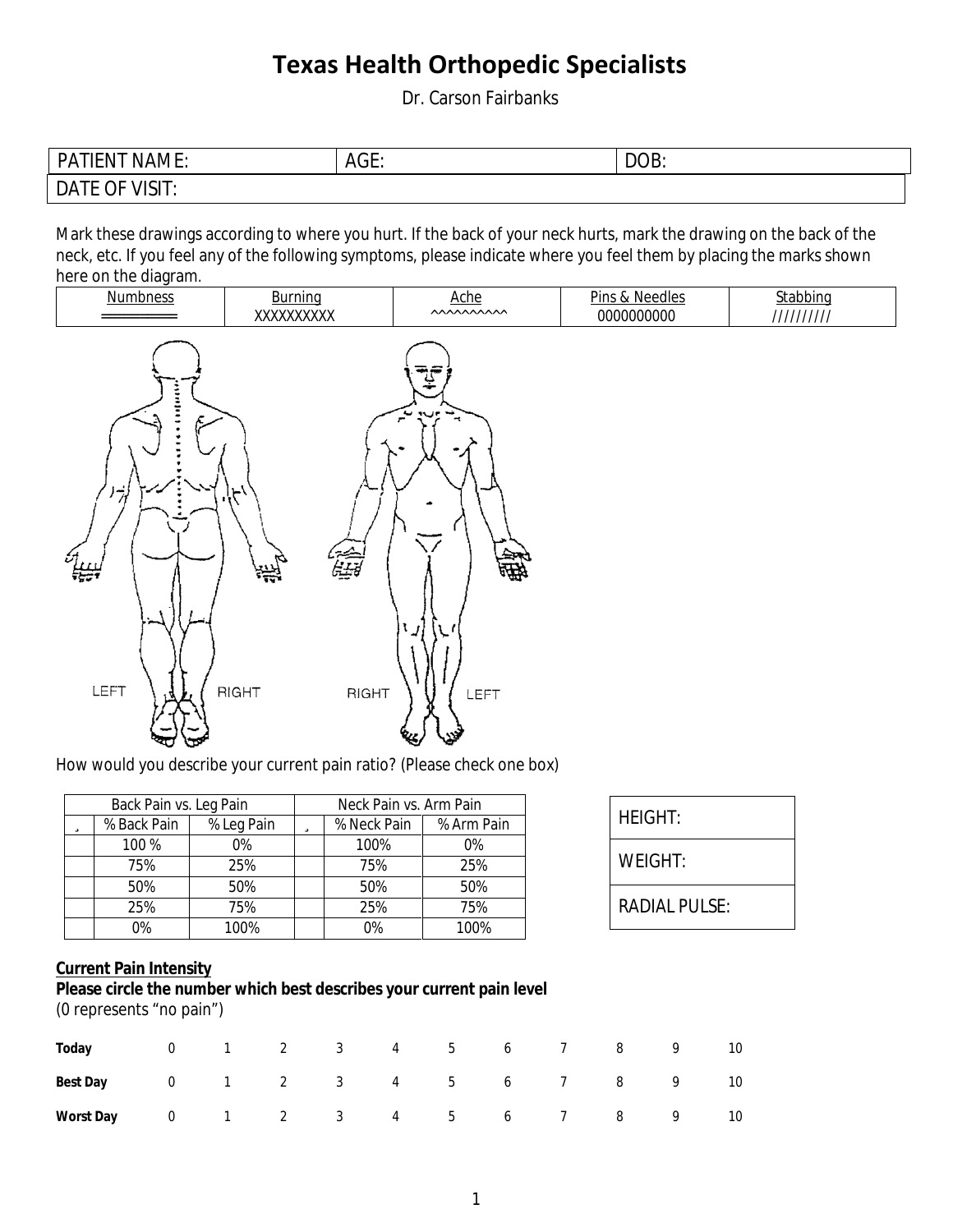# Texas Health Orthopedic Specialists

Dr. Carson Fairbanks

| PATIENT NAME: | AGE: | DOB: |
|---|---|---|
| DATE OF VISIT: | | |

Mark these drawings according to where you hurt. If the back of your neck hurts, mark the drawing on the back of the neck, etc. If you feel any of the following symptoms, please indicate where you feel them by placing the marks shown here on the diagram.

| Numbness | Burning | Ache | Pins & Needles | Stabbing |
|---|---|---|---|---|
| ═══════ | XXXXXXXXXX | ^^^^^^^^^^ | 0000000000 | ////////// |

LEFT RIGHT RIGHT LEFT

How would you describe your current pain ratio? (Please check one box)

| Back Pain vs. Leg Pain | | | Neck Pain vs. Arm Pain | | |
|---|---|---|---|---|---|
| ¸ | % Back Pain | % Leg Pain | ¸ | % Neck Pain | % Arm Pain |
| | 100 % | 0% | | 100% | 0% |
| | 75% | 25% | | 75% | 25% |
| | 50% | 50% | | 50% | 50% |
| | 25% | 75% | | 25% | 75% |
| | 0% | 100% | | 0% | 100% |

| HEIGHT: |
|---|
| WEIGHT: |
| RADIAL PULSE: |

**Current Pain Intensity**

**Please circle the number which best describes your current pain level**

(0 represents "no pain")

| | | | | | | | | | | | |
|---|---|---|---|---|---|---|---|---|---|---|---|
| **Today** | 0 | 1 | 2 | 3 | 4 | 5 | 6 | 7 | 8 | 9 | 10 |
| **Best Day** | 0 | 1 | 2 | 3 | 4 | 5 | 6 | 7 | 8 | 9 | 10 |
| **Worst Day** | 0 | 1 | 2 | 3 | 4 | 5 | 6 | 7 | 8 | 9 | 10 |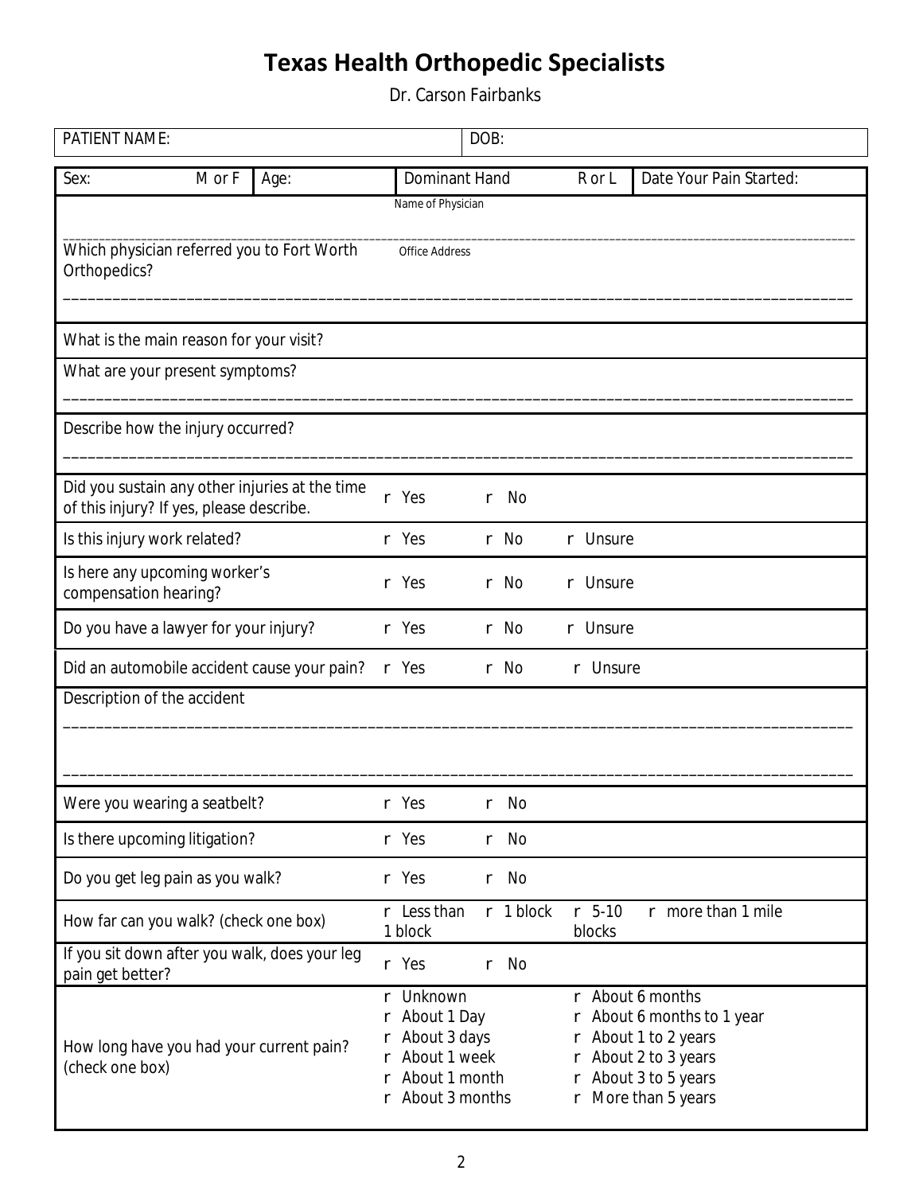# Texas Health Orthopedic Specialists

Dr. Carson Fairbanks

| PATIENT NAME: | DOB: |
|---|---|

| Sex: M or F | Age: | Dominant Hand R or L | Date Your Pain Started: |
|---|---|---|---|

Which physician referred you to Fort Worth Orthopedics?

Name of Physician ____________________

Office Address ____________________

| | | | | |
|---|---|---|---|---|
| What is the main reason for your visit? | | | | |
| What are your present symptoms? | | | | |
| Describe how the injury occurred? | | | | |
| Did you sustain any other injuries at the time of this injury? If yes, please describe. | r Yes | r No | | |
| Is this injury work related? | r Yes | r No | r Unsure | |
| Is here any upcoming worker's compensation hearing? | r Yes | r No | r Unsure | |
| Do you have a lawyer for your injury? | r Yes | r No | r Unsure | |
| Did an automobile accident cause your pain? | r Yes | r No | r Unsure | |
| Description of the accident | | | | |
| Were you wearing a seatbelt? | r Yes | r No | | |
| Is there upcoming litigation? | r Yes | r No | | |
| Do you get leg pain as you walk? | r Yes | r No | | |
| How far can you walk? (check one box) | r Less than 1 block | r 1 block | r 5-10 blocks | r more than 1 mile |
| If you sit down after you walk, does your leg pain get better? | r Yes | r No | | |

How long have you had your current pain? (check one box)

- r Unknown
- r About 1 Day
- r About 3 days
- r About 1 week
- r About 1 month
- r About 3 months
- r About 6 months
- r About 6 months to 1 year
- r About 1 to 2 years
- r About 2 to 3 years
- r About 3 to 5 years
- r More than 5 years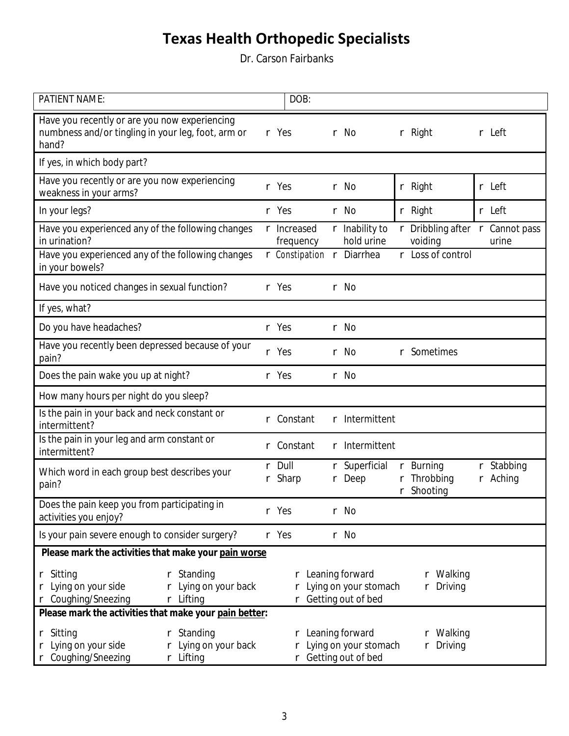# Texas Health Orthopedic Specialists

Dr. Carson Fairbanks

| PATIENT NAME: | DOB: | | | |
|---|---|---|---|---|
| Have you recently or are you now experiencing numbness and/or tingling in your leg, foot, arm or hand? | r Yes | r No | r Right | r Left |
| If yes, in which body part? | | | | |
| Have you recently or are you now experiencing weakness in your arms? | r Yes | r No | r Right | r Left |
| In your legs? | r Yes | r No | r Right | r Left |
| Have you experienced any of the following changes in urination? | r Increased frequency | r Inability to hold urine | r Dribbling after voiding | r Cannot pass urine |
| Have you experienced any of the following changes in your bowels? | r Constipation | r Diarrhea | r Loss of control | |
| Have you noticed changes in sexual function? | r Yes | r No | | |
| If yes, what? | | | | |
| Do you have headaches? | r Yes | r No | | |
| Have you recently been depressed because of your pain? | r Yes | r No | r Sometimes | |
| Does the pain wake you up at night? | r Yes | r No | | |
| How many hours per night do you sleep? | | | | |
| Is the pain in your back and neck constant or intermittent? | r Constant | r Intermittent | | |
| Is the pain in your leg and arm constant or intermittent? | r Constant | r Intermittent | | |
| Which word in each group best describes your pain? | r Dull<br>r Sharp | r Superficial<br>r Deep | r Burning<br>r Throbbing<br>r Shooting | r Stabbing<br>r Aching |
| Does the pain keep you from participating in activities you enjoy? | r Yes | r No | | |
| Is your pain severe enough to consider surgery? | r Yes | r No | | |

**Please mark the activities that make your pain worse**

| | | | |
|---|---|---|---|
| r Sitting | r Standing | r Leaning forward | r Walking |
| r Lying on your side | r Lying on your back | r Lying on your stomach | r Driving |
| r Coughing/Sneezing | r Lifting | r Getting out of bed | |

**Please mark the activities that make your pain better:**

| | | | |
|---|---|---|---|
| r Sitting | r Standing | r Leaning forward | r Walking |
| r Lying on your side | r Lying on your back | r Lying on your stomach | r Driving |
| r Coughing/Sneezing | r Lifting | r Getting out of bed | |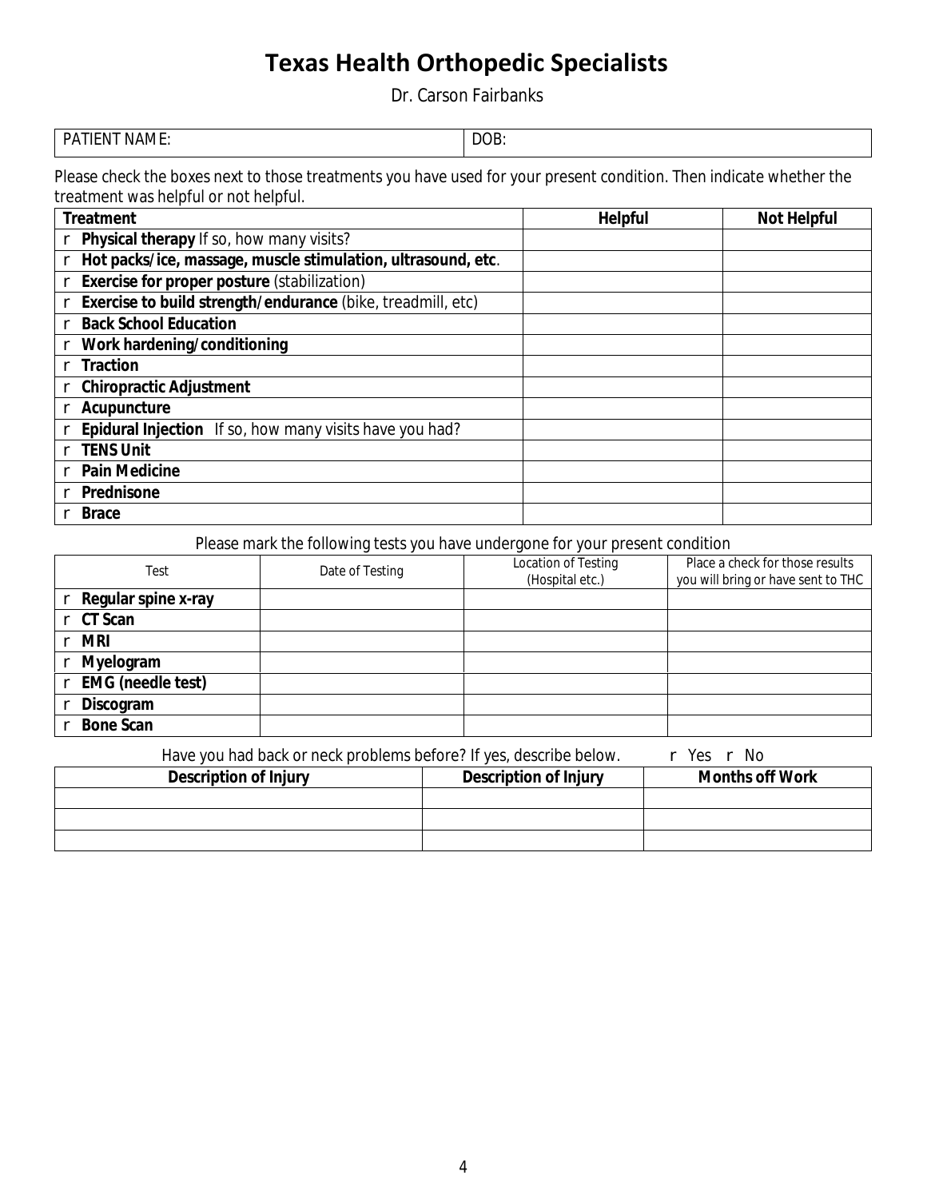# Texas Health Orthopedic Specialists

Dr. Carson Fairbanks

| PATIENT NAME: | DOB: |
|---|---|

Please check the boxes next to those treatments you have used for your present condition. Then indicate whether the treatment was helpful or not helpful.

| Treatment | Helpful | Not Helpful |
|---|---|---|
| r **Physical therapy** If so, how many visits? | | |
| r **Hot packs/ice, massage, muscle stimulation, ultrasound, etc**. | | |
| r **Exercise for proper posture** (stabilization) | | |
| r **Exercise to build strength/endurance** (bike, treadmill, etc) | | |
| r **Back School Education** | | |
| r **Work hardening/conditioning** | | |
| r **Traction** | | |
| r **Chiropractic Adjustment** | | |
| r **Acupuncture** | | |
| r **Epidural Injection** If so, how many visits have you had? | | |
| r **TENS Unit** | | |
| r **Pain Medicine** | | |
| r **Prednisone** | | |
| r **Brace** | | |

Please mark the following tests you have undergone for your present condition

| Test | Date of Testing | Location of Testing (Hospital etc.) | Place a check for those results you will bring or have sent to THC |
|---|---|---|---|
| r **Regular spine x-ray** | | | |
| r **CT Scan** | | | |
| r **MRI** | | | |
| r **Myelogram** | | | |
| r **EMG (needle test)** | | | |
| r **Discogram** | | | |
| r **Bone Scan** | | | |

Have you had back or neck problems before? If yes, describe below. r Yes r No

| Description of Injury | Description of Injury | Months off Work |
|---|---|---|
| | | |
| | | |
| | | |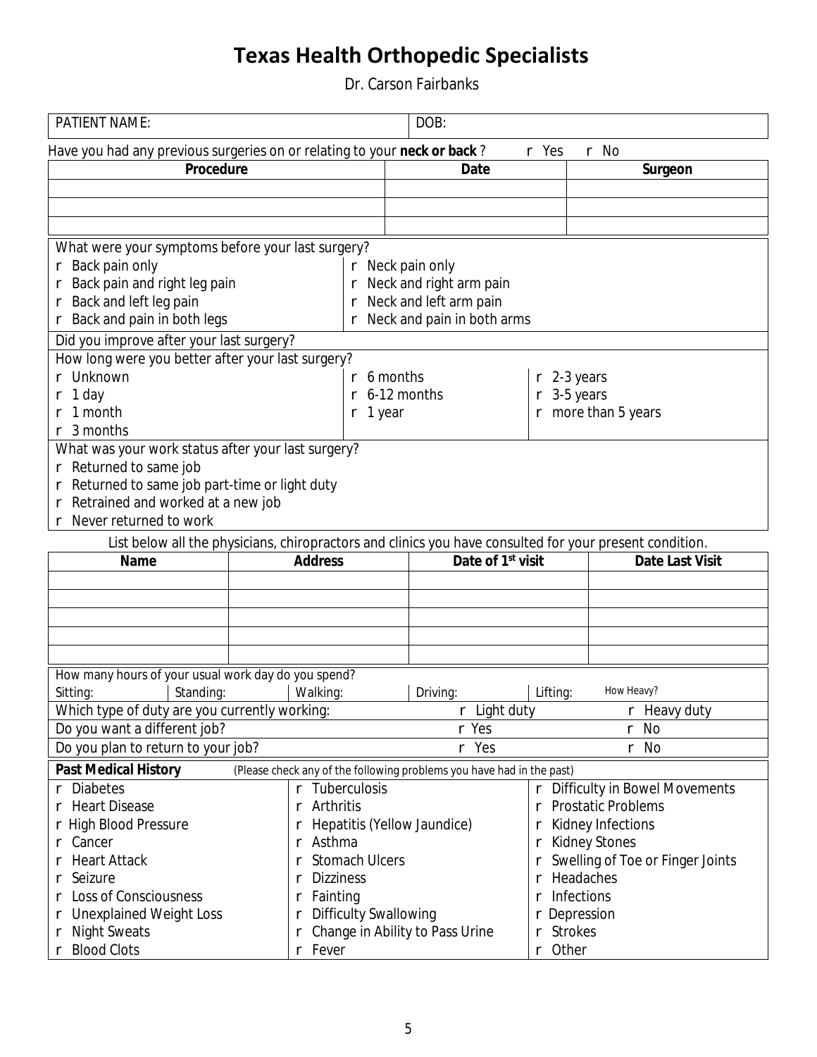# Texas Health Orthopedic Specialists

Dr. Carson Fairbanks

| PATIENT NAME: | DOB: |
|---|---|

Have you had any previous surgeries on or relating to your **neck or back** ? r Yes r No

| Procedure | Date | Surgeon |
|---|---|---|
| | | |
| | | |
| | | |

What were your symptoms before your last surgery?

| | |
|---|---|
| r Back pain only | r Neck pain only |
| r Back pain and right leg pain | r Neck and right arm pain |
| r Back and left leg pain | r Neck and left arm pain |
| r Back and pain in both legs | r Neck and pain in both arms |

Did you improve after your last surgery?

How long were you better after your last surgery?

| | | |
|---|---|---|
| r Unknown | r 6 months | r 2-3 years |
| r 1 day | r 6-12 months | r 3-5 years |
| r 1 month | r 1 year | r more than 5 years |
| r 3 months | | |

What was your work status after your last surgery?

- r Returned to same job
- r Returned to same job part-time or light duty
- r Retrained and worked at a new job
- r Never returned to work

List below all the physicians, chiropractors and clinics you have consulted for your present condition.

| Name | Address | Date of 1st visit | Date Last Visit |
|---|---|---|---|
| | | | |
| | | | |
| | | | |
| | | | |
| | | | |

How many hours of your usual work day do you spend?

| Sitting: | Standing: | Walking: | Driving: | Lifting: | How Heavy? |
|---|---|---|---|---|---|

| | | |
|---|---|---|
| Which type of duty are you currently working: | r Light duty | r Heavy duty |
| Do you want a different job? | r Yes | r No |
| Do you plan to return to your job? | r Yes | r No |

**Past Medical History** (Please check any of the following problems you have had in the past)

| | | |
|---|---|---|
| r Diabetes | r Tuberculosis | r Difficulty in Bowel Movements |
| r Heart Disease | r Arthritis | r Prostatic Problems |
| r High Blood Pressure | r Hepatitis (Yellow Jaundice) | r Kidney Infections |
| r Cancer | r Asthma | r Kidney Stones |
| r Heart Attack | r Stomach Ulcers | r Swelling of Toe or Finger Joints |
| r Seizure | r Dizziness | r Headaches |
| r Loss of Consciousness | r Fainting | r Infections |
| r Unexplained Weight Loss | r Difficulty Swallowing | r Depression |
| r Night Sweats | r Change in Ability to Pass Urine | r Strokes |
| r Blood Clots | r Fever | r Other |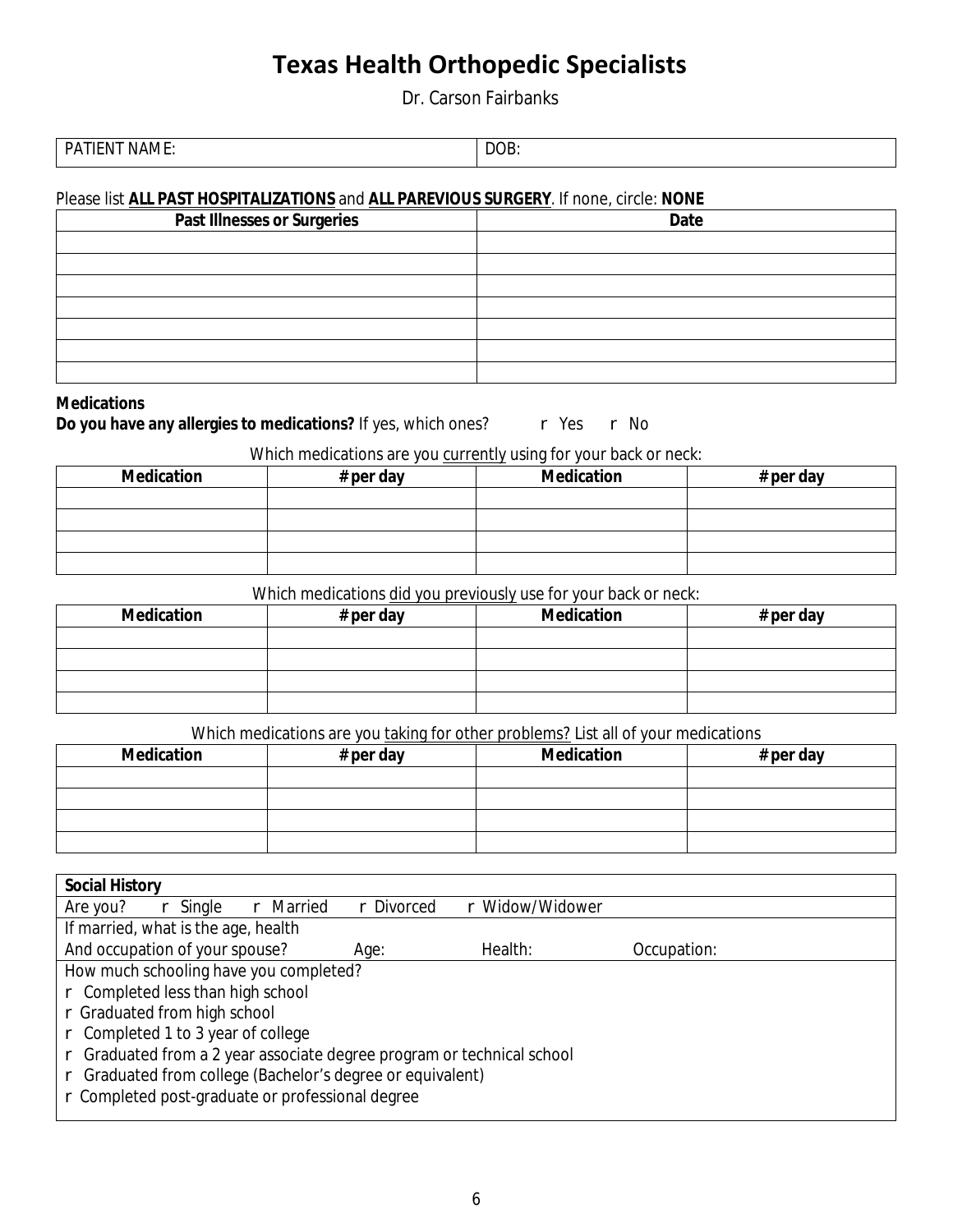# Texas Health Orthopedic Specialists

Dr. Carson Fairbanks

| PATIENT NAME: | DOB: |
|---|---|

Please list **ALL PAST HOSPITALIZATIONS** and **ALL PAREVIOUS SURGERY**. If none, circle: **NONE**

| Past Illnesses or Surgeries | Date |
|---|---|
| | |
| | |
| | |
| | |
| | |
| | |
| | |

**Medications**

**Do you have any allergies to medications?** If yes, which ones? r Yes r No

Which medications are you currently using for your back or neck:

| Medication | # per day | Medication | # per day |
|---|---|---|---|
| | | | |
| | | | |
| | | | |
| | | | |

Which medications did you previously use for your back or neck:

| Medication | # per day | Medication | # per day |
|---|---|---|---|
| | | | |
| | | | |
| | | | |
| | | | |

Which medications are you taking for other problems? List all of your medications

| Medication | # per day | Medication | # per day |
|---|---|---|---|
| | | | |
| | | | |
| | | | |
| | | | |

**Social History**

Are you? r Single r Married r Divorced r Widow/Widower

If married, what is the age, health
And occupation of your spouse? Age: Health: Occupation:

How much schooling have you completed?

r Completed less than high school
r Graduated from high school
r Completed 1 to 3 year of college
r Graduated from a 2 year associate degree program or technical school
r Graduated from college (Bachelor's degree or equivalent)
r Completed post-graduate or professional degree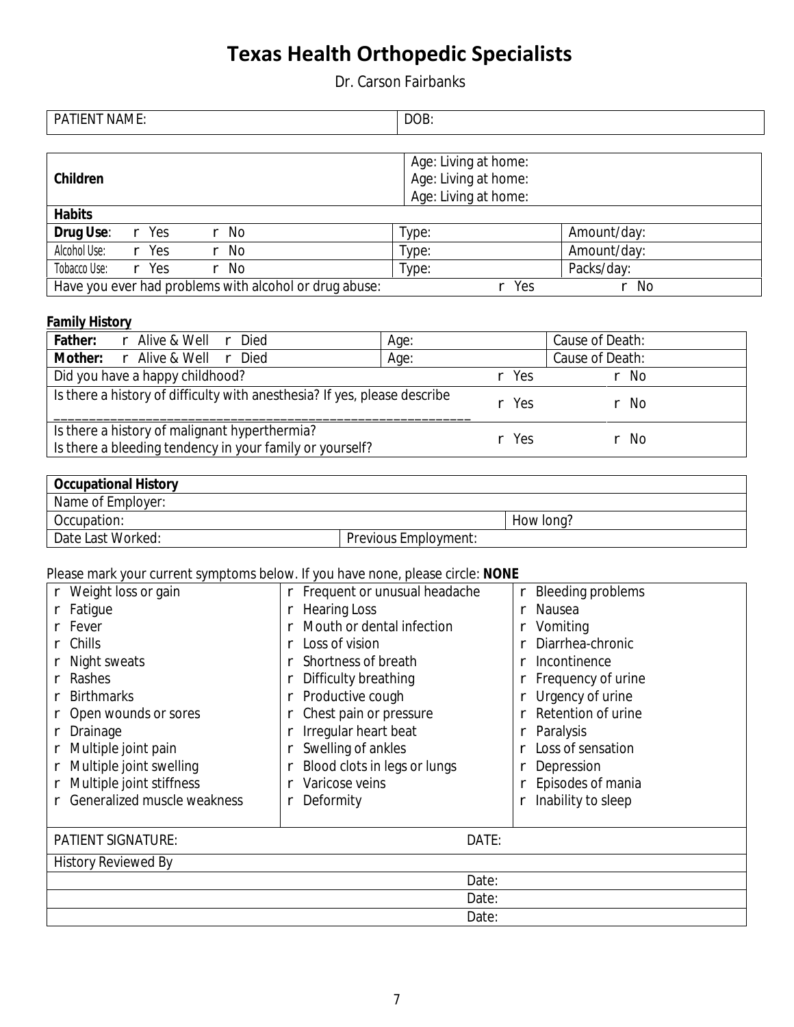// Title: Texas Health Orthopedic Specialists
# Texas Health Orthopedic Specialists

Dr. Carson Fairbanks

| | |
|---|---|
| PATIENT NAME: | DOB: |

| | | |
|---|---|---|
| **Children** | Age: Living at home:<br>Age: Living at home:<br>Age: Living at home: | |
| **Habits** | | |
| **Drug Use**: r Yes r No | Type: | Amount/day: |
| Alcohol Use: r Yes r No | Type: | Amount/day: |
| Tobacco Use: r Yes r No | Type: | Packs/day: |
| Have you ever had problems with alcohol or drug abuse: | r Yes | r No |

**Family History**

| | | |
|---|---|---|
| **Father:** r Alive & Well r Died | Age: | Cause of Death: |
| **Mother:** r Alive & Well r Died | Age: | Cause of Death: |
| Did you have a happy childhood? | r Yes | r No |
| Is there a history of difficulty with anesthesia? If yes, please describe ____________________________________________________________ | r Yes | r No |
| Is there a history of malignant hyperthermia?<br>Is there a bleeding tendency in your family or yourself? | r Yes | r No |

| | | |
|---|---|---|
| **Occupational History** | | |
| Name of Employer: | | |
| Occupation: | | How long? |
| Date Last Worked: | Previous Employment: | |

Please mark your current symptoms below. If you have none, please circle: **NONE**

| | | |
|---|---|---|
| r Weight loss or gain | r Frequent or unusual headache | r Bleeding problems |
| r Fatigue | r Hearing Loss | r Nausea |
| r Fever | r Mouth or dental infection | r Vomiting |
| r Chills | r Loss of vision | r Diarrhea-chronic |
| r Night sweats | r Shortness of breath | r Incontinence |
| r Rashes | r Difficulty breathing | r Frequency of urine |
| r Birthmarks | r Productive cough | r Urgency of urine |
| r Open wounds or sores | r Chest pain or pressure | r Retention of urine |
| r Drainage | r Irregular heart beat | r Paralysis |
| r Multiple joint pain | r Swelling of ankles | r Loss of sensation |
| r Multiple joint swelling | r Blood clots in legs or lungs | r Depression |
| r Multiple joint stiffness | r Varicose veins | r Episodes of mania |
| r Generalized muscle weakness | r Deformity | r Inability to sleep |

| | |
|---|---|
| PATIENT SIGNATURE: | DATE: |
| History Reviewed By | |
| | Date: |
| | Date: |
| | Date: |